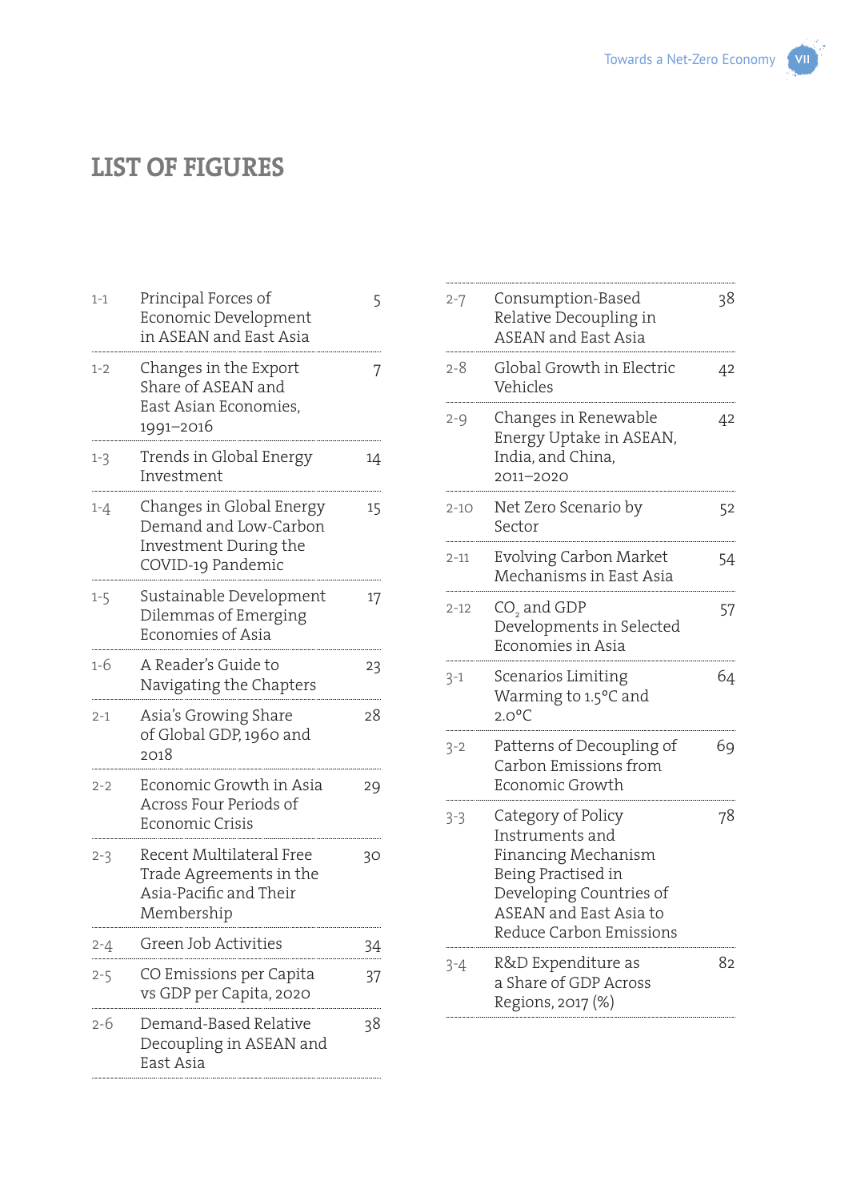# LIST OF FIGURES

| | | |
|---|---|---|
| 1-1 | Principal Forces of Economic Development in ASEAN and East Asia | 5 |
| 1-2 | Changes in the Export Share of ASEAN and East Asian Economies, 1991–2016 | 7 |
| 1-3 | Trends in Global Energy Investment | 14 |
| 1-4 | Changes in Global Energy Demand and Low-Carbon Investment During the COVID-19 Pandemic | 15 |
| 1-5 | Sustainable Development Dilemmas of Emerging Economies of Asia | 17 |
| 1-6 | A Reader's Guide to Navigating the Chapters | 23 |
| 2-1 | Asia's Growing Share of Global GDP, 1960 and 2018 | 28 |
| 2-2 | Economic Growth in Asia Across Four Periods of Economic Crisis | 29 |
| 2-3 | Recent Multilateral Free Trade Agreements in the Asia-Pacific and Their Membership | 30 |
| 2-4 | Green Job Activities | 34 |
| 2-5 | CO Emissions per Capita vs GDP per Capita, 2020 | 37 |
| 2-6 | Demand-Based Relative Decoupling in ASEAN and East Asia | 38 |
| 2-7 | Consumption-Based Relative Decoupling in ASEAN and East Asia | 38 |
| 2-8 | Global Growth in Electric Vehicles | 42 |
| 2-9 | Changes in Renewable Energy Uptake in ASEAN, India, and China, 2011–2020 | 42 |
| 2-10 | Net Zero Scenario by Sector | 52 |
| 2-11 | Evolving Carbon Market Mechanisms in East Asia | 54 |
| 2-12 | $CO_2$ and GDP Developments in Selected Economies in Asia | 57 |
| 3-1 | Scenarios Limiting Warming to 1.5°C and 2.0°C | 64 |
| 3-2 | Patterns of Decoupling of Carbon Emissions from Economic Growth | 69 |
| 3-3 | Category of Policy Instruments and Financing Mechanism Being Practised in Developing Countries of ASEAN and East Asia to Reduce Carbon Emissions | 78 |
| 3-4 | R&D Expenditure as a Share of GDP Across Regions, 2017 (%) | 82 |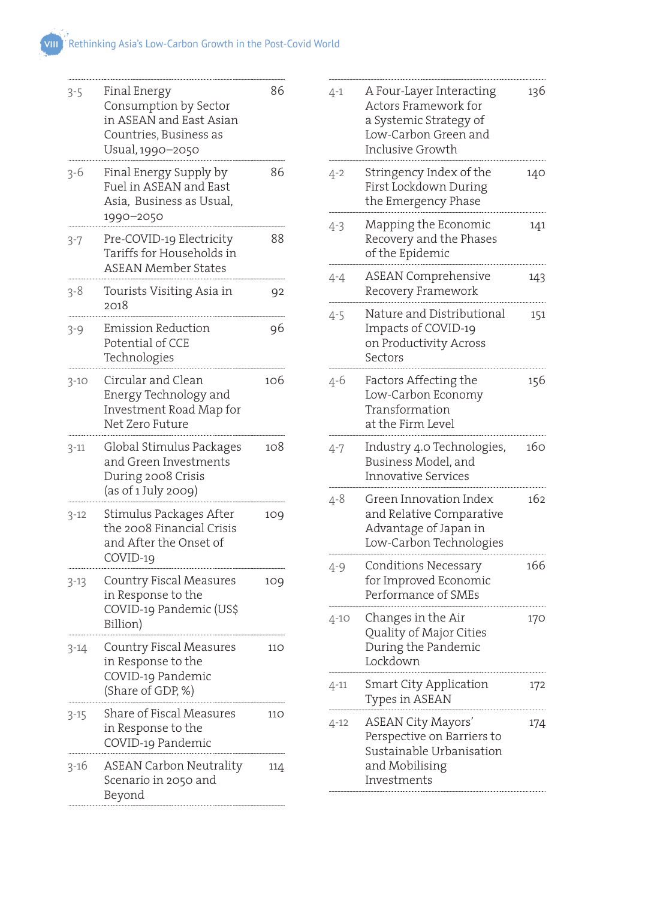| | | |
|---|---|---|
| 3-5 | Final Energy Consumption by Sector in ASEAN and East Asian Countries, Business as Usual, 1990–2050 | 86 |
| 3-6 | Final Energy Supply by Fuel in ASEAN and East Asia, Business as Usual, 1990–2050 | 86 |
| 3-7 | Pre-COVID-19 Electricity Tariffs for Households in ASEAN Member States | 88 |
| 3-8 | Tourists Visiting Asia in 2018 | 92 |
| 3-9 | Emission Reduction Potential of CCE Technologies | 96 |
| 3-10 | Circular and Clean Energy Technology and Investment Road Map for Net Zero Future | 106 |
| 3-11 | Global Stimulus Packages and Green Investments During 2008 Crisis (as of 1 July 2009) | 108 |
| 3-12 | Stimulus Packages After the 2008 Financial Crisis and After the Onset of COVID-19 | 109 |
| 3-13 | Country Fiscal Measures in Response to the COVID-19 Pandemic (US$ Billion) | 109 |
| 3-14 | Country Fiscal Measures in Response to the COVID-19 Pandemic (Share of GDP, %) | 110 |
| 3-15 | Share of Fiscal Measures in Response to the COVID-19 Pandemic | 110 |
| 3-16 | ASEAN Carbon Neutrality Scenario in 2050 and Beyond | 114 |
| 4-1 | A Four-Layer Interacting Actors Framework for a Systemic Strategy of Low-Carbon Green and Inclusive Growth | 136 |
| 4-2 | Stringency Index of the First Lockdown During the Emergency Phase | 140 |
| 4-3 | Mapping the Economic Recovery and the Phases of the Epidemic | 141 |
| 4-4 | ASEAN Comprehensive Recovery Framework | 143 |
| 4-5 | Nature and Distributional Impacts of COVID-19 on Productivity Across Sectors | 151 |
| 4-6 | Factors Affecting the Low-Carbon Economy Transformation at the Firm Level | 156 |
| 4-7 | Industry 4.0 Technologies, Business Model, and Innovative Services | 160 |
| 4-8 | Green Innovation Index and Relative Comparative Advantage of Japan in Low-Carbon Technologies | 162 |
| 4-9 | Conditions Necessary for Improved Economic Performance of SMEs | 166 |
| 4-10 | Changes in the Air Quality of Major Cities During the Pandemic Lockdown | 170 |
| 4-11 | Smart City Application Types in ASEAN | 172 |
| 4-12 | ASEAN City Mayors' Perspective on Barriers to Sustainable Urbanisation and Mobilising Investments | 174 |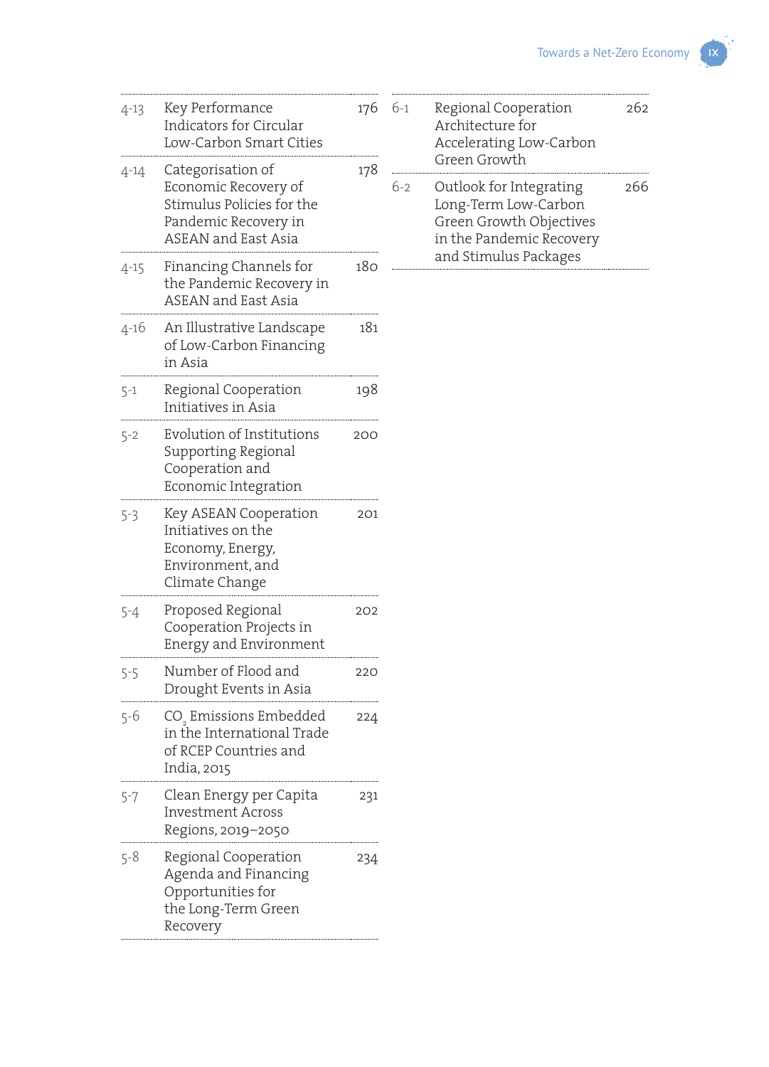| | | |
|---|---|---|
| 4-13 | Key Performance Indicators for Circular Low-Carbon Smart Cities | 176 |
| 4-14 | Categorisation of Economic Recovery of Stimulus Policies for the Pandemic Recovery in ASEAN and East Asia | 178 |
| 4-15 | Financing Channels for the Pandemic Recovery in ASEAN and East Asia | 180 |
| 4-16 | An Illustrative Landscape of Low-Carbon Financing in Asia | 181 |
| 5-1 | Regional Cooperation Initiatives in Asia | 198 |
| 5-2 | Evolution of Institutions Supporting Regional Cooperation and Economic Integration | 200 |
| 5-3 | Key ASEAN Cooperation Initiatives on the Economy, Energy, Environment, and Climate Change | 201 |
| 5-4 | Proposed Regional Cooperation Projects in Energy and Environment | 202 |
| 5-5 | Number of Flood and Drought Events in Asia | 220 |
| 5-6 | $CO_2$ Emissions Embedded in the International Trade of RCEP Countries and India, 2015 | 224 |
| 5-7 | Clean Energy per Capita Investment Across Regions, 2019–2050 | 231 |
| 5-8 | Regional Cooperation Agenda and Financing Opportunities for the Long-Term Green Recovery | 234 |
| 6-1 | Regional Cooperation Architecture for Accelerating Low-Carbon Green Growth | 262 |
| 6-2 | Outlook for Integrating Long-Term Low-Carbon Green Growth Objectives in the Pandemic Recovery and Stimulus Packages | 266 |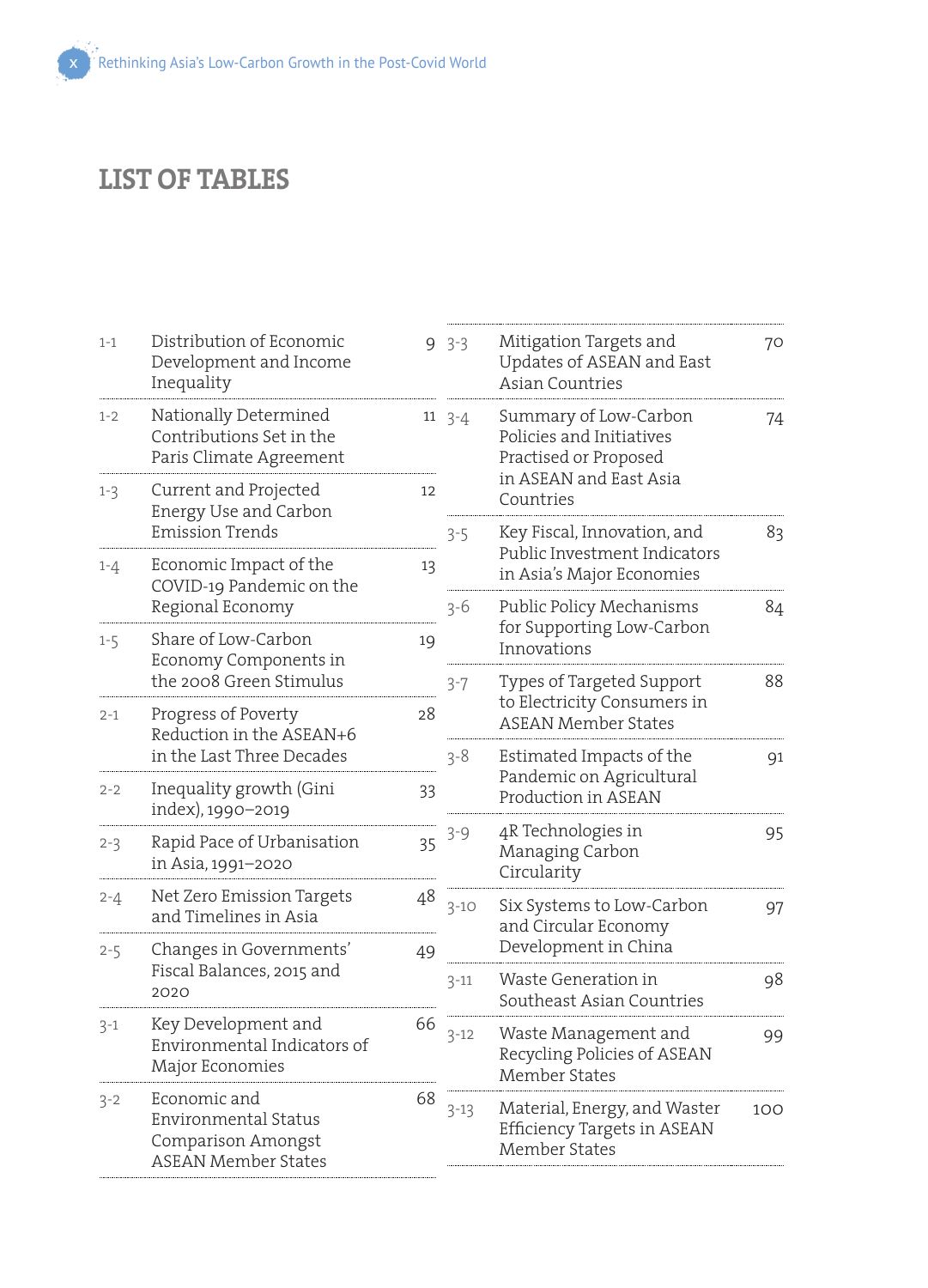# LIST OF TABLES

| | | |
|---|---|---|
| 1-1 | Distribution of Economic Development and Income Inequality | 9 |
| 1-2 | Nationally Determined Contributions Set in the Paris Climate Agreement | 11 |
| 1-3 | Current and Projected Energy Use and Carbon Emission Trends | 12 |
| 1-4 | Economic Impact of the COVID-19 Pandemic on the Regional Economy | 13 |
| 1-5 | Share of Low-Carbon Economy Components in the 2008 Green Stimulus | 19 |
| 2-1 | Progress of Poverty Reduction in the ASEAN+6 in the Last Three Decades | 28 |
| 2-2 | Inequality growth (Gini index), 1990–2019 | 33 |
| 2-3 | Rapid Pace of Urbanisation in Asia, 1991–2020 | 35 |
| 2-4 | Net Zero Emission Targets and Timelines in Asia | 48 |
| 2-5 | Changes in Governments' Fiscal Balances, 2015 and 2020 | 49 |
| 3-1 | Key Development and Environmental Indicators of Major Economies | 66 |
| 3-2 | Economic and Environmental Status Comparison Amongst ASEAN Member States | 68 |
| 3-3 | Mitigation Targets and Updates of ASEAN and East Asian Countries | 70 |
| 3-4 | Summary of Low-Carbon Policies and Initiatives Practised or Proposed in ASEAN and East Asia Countries | 74 |
| 3-5 | Key Fiscal, Innovation, and Public Investment Indicators in Asia's Major Economies | 83 |
| 3-6 | Public Policy Mechanisms for Supporting Low-Carbon Innovations | 84 |
| 3-7 | Types of Targeted Support to Electricity Consumers in ASEAN Member States | 88 |
| 3-8 | Estimated Impacts of the Pandemic on Agricultural Production in ASEAN | 91 |
| 3-9 | 4R Technologies in Managing Carbon Circularity | 95 |
| 3-10 | Six Systems to Low-Carbon and Circular Economy Development in China | 97 |
| 3-11 | Waste Generation in Southeast Asian Countries | 98 |
| 3-12 | Waste Management and Recycling Policies of ASEAN Member States | 99 |
| 3-13 | Material, Energy, and Waster Efficiency Targets in ASEAN Member States | 100 |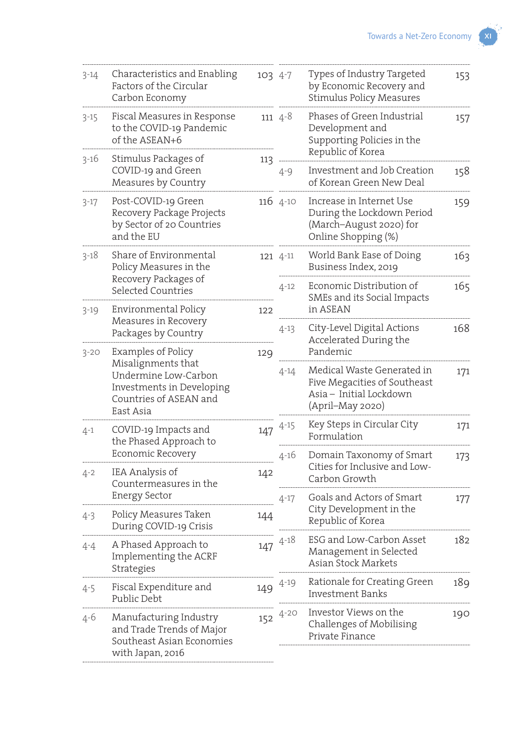| | | |
|---|---|---|
| 3-14 | Characteristics and Enabling Factors of the Circular Carbon Economy | 103 |
| 3-15 | Fiscal Measures in Response to the COVID-19 Pandemic of the ASEAN+6 | 111 |
| 3-16 | Stimulus Packages of COVID-19 and Green Measures by Country | 113 |
| 3-17 | Post-COVID-19 Green Recovery Package Projects by Sector of 20 Countries and the EU | 116 |
| 3-18 | Share of Environmental Policy Measures in the Recovery Packages of Selected Countries | 121 |
| 3-19 | Environmental Policy Measures in Recovery Packages by Country | 122 |
| 3-20 | Examples of Policy Misalignments that Undermine Low-Carbon Investments in Developing Countries of ASEAN and East Asia | 129 |
| 4-1 | COVID-19 Impacts and the Phased Approach to Economic Recovery | 147 |
| 4-2 | IEA Analysis of Countermeasures in the Energy Sector | 142 |
| 4-3 | Policy Measures Taken During COVID-19 Crisis | 144 |
| 4-4 | A Phased Approach to Implementing the ACRF Strategies | 147 |
| 4-5 | Fiscal Expenditure and Public Debt | 149 |
| 4-6 | Manufacturing Industry and Trade Trends of Major Southeast Asian Economies with Japan, 2016 | 152 |
| 4-7 | Types of Industry Targeted by Economic Recovery and Stimulus Policy Measures | 153 |
| 4-8 | Phases of Green Industrial Development and Supporting Policies in the Republic of Korea | 157 |
| 4-9 | Investment and Job Creation of Korean Green New Deal | 158 |
| 4-10 | Increase in Internet Use During the Lockdown Period (March–August 2020) for Online Shopping (%) | 159 |
| 4-11 | World Bank Ease of Doing Business Index, 2019 | 163 |
| 4-12 | Economic Distribution of SMEs and its Social Impacts in ASEAN | 165 |
| 4-13 | City-Level Digital Actions Accelerated During the Pandemic | 168 |
| 4-14 | Medical Waste Generated in Five Megacities of Southeast Asia – Initial Lockdown (April–May 2020) | 171 |
| 4-15 | Key Steps in Circular City Formulation | 171 |
| 4-16 | Domain Taxonomy of Smart Cities for Inclusive and Low-Carbon Growth | 173 |
| 4-17 | Goals and Actors of Smart City Development in the Republic of Korea | 177 |
| 4-18 | ESG and Low-Carbon Asset Management in Selected Asian Stock Markets | 182 |
| 4-19 | Rationale for Creating Green Investment Banks | 189 |
| 4-20 | Investor Views on the Challenges of Mobilising Private Finance | 190 |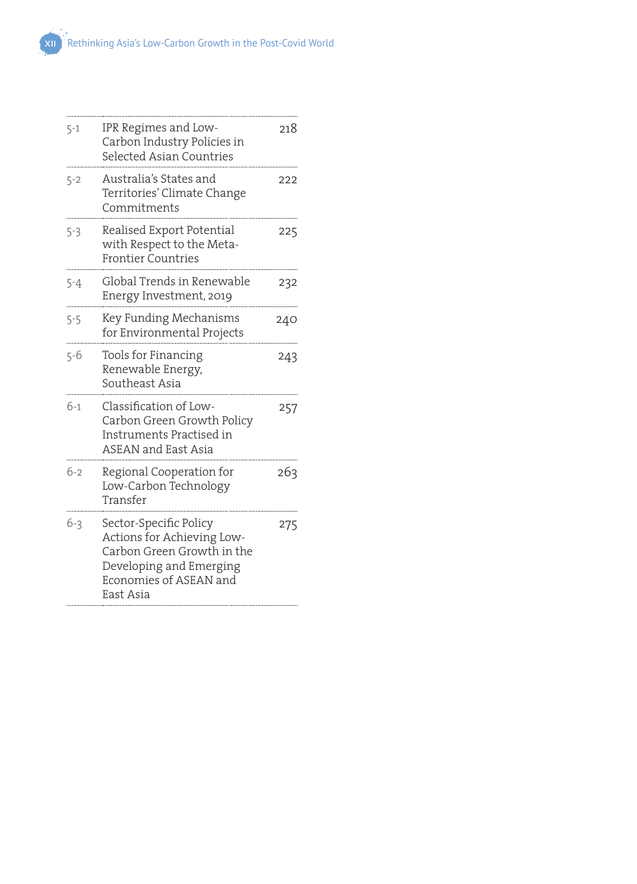| | | |
|---|---|---|
| 5-1 | IPR Regimes and Low-Carbon Industry Policies in Selected Asian Countries | 218 |
| 5-2 | Australia's States and Territories' Climate Change Commitments | 222 |
| 5-3 | Realised Export Potential with Respect to the Meta-Frontier Countries | 225 |
| 5-4 | Global Trends in Renewable Energy Investment, 2019 | 232 |
| 5-5 | Key Funding Mechanisms for Environmental Projects | 240 |
| 5-6 | Tools for Financing Renewable Energy, Southeast Asia | 243 |
| 6-1 | Classification of Low-Carbon Green Growth Policy Instruments Practised in ASEAN and East Asia | 257 |
| 6-2 | Regional Cooperation for Low-Carbon Technology Transfer | 263 |
| 6-3 | Sector-Specific Policy Actions for Achieving Low-Carbon Green Growth in the Developing and Emerging Economies of ASEAN and East Asia | 275 |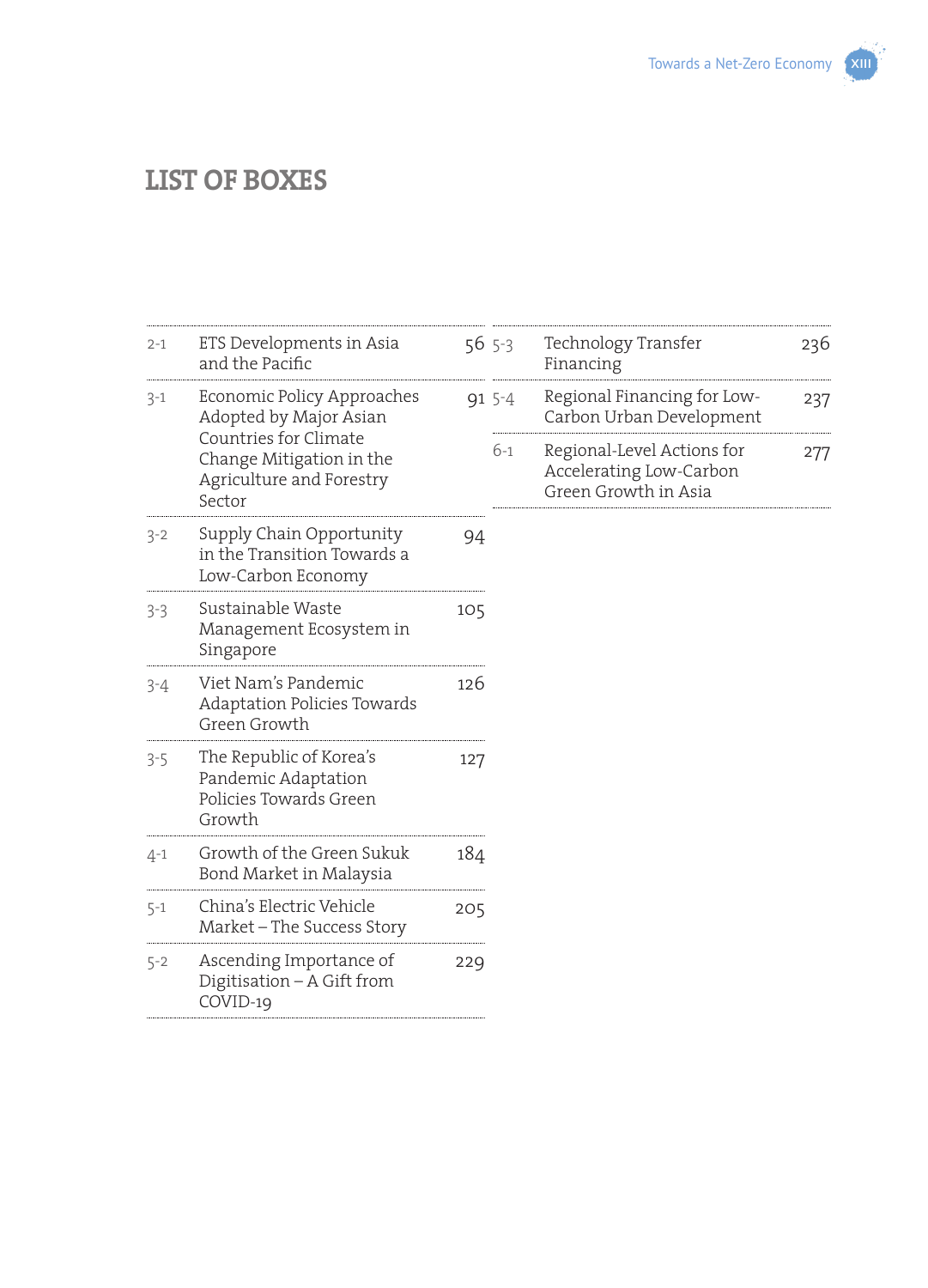# LIST OF BOXES

| | | |
|---|---|---|
| 2-1 | ETS Developments in Asia and the Pacific | 56 |
| 3-1 | Economic Policy Approaches Adopted by Major Asian Countries for Climate Change Mitigation in the Agriculture and Forestry Sector | 91 |
| 3-2 | Supply Chain Opportunity in the Transition Towards a Low-Carbon Economy | 94 |
| 3-3 | Sustainable Waste Management Ecosystem in Singapore | 105 |
| 3-4 | Viet Nam's Pandemic Adaptation Policies Towards Green Growth | 126 |
| 3-5 | The Republic of Korea's Pandemic Adaptation Policies Towards Green Growth | 127 |
| 4-1 | Growth of the Green Sukuk Bond Market in Malaysia | 184 |
| 5-1 | China's Electric Vehicle Market – The Success Story | 205 |
| 5-2 | Ascending Importance of Digitisation – A Gift from COVID-19 | 229 |
| 5-3 | Technology Transfer Financing | 236 |
| 5-4 | Regional Financing for Low-Carbon Urban Development | 237 |
| 6-1 | Regional-Level Actions for Accelerating Low-Carbon Green Growth in Asia | 277 |